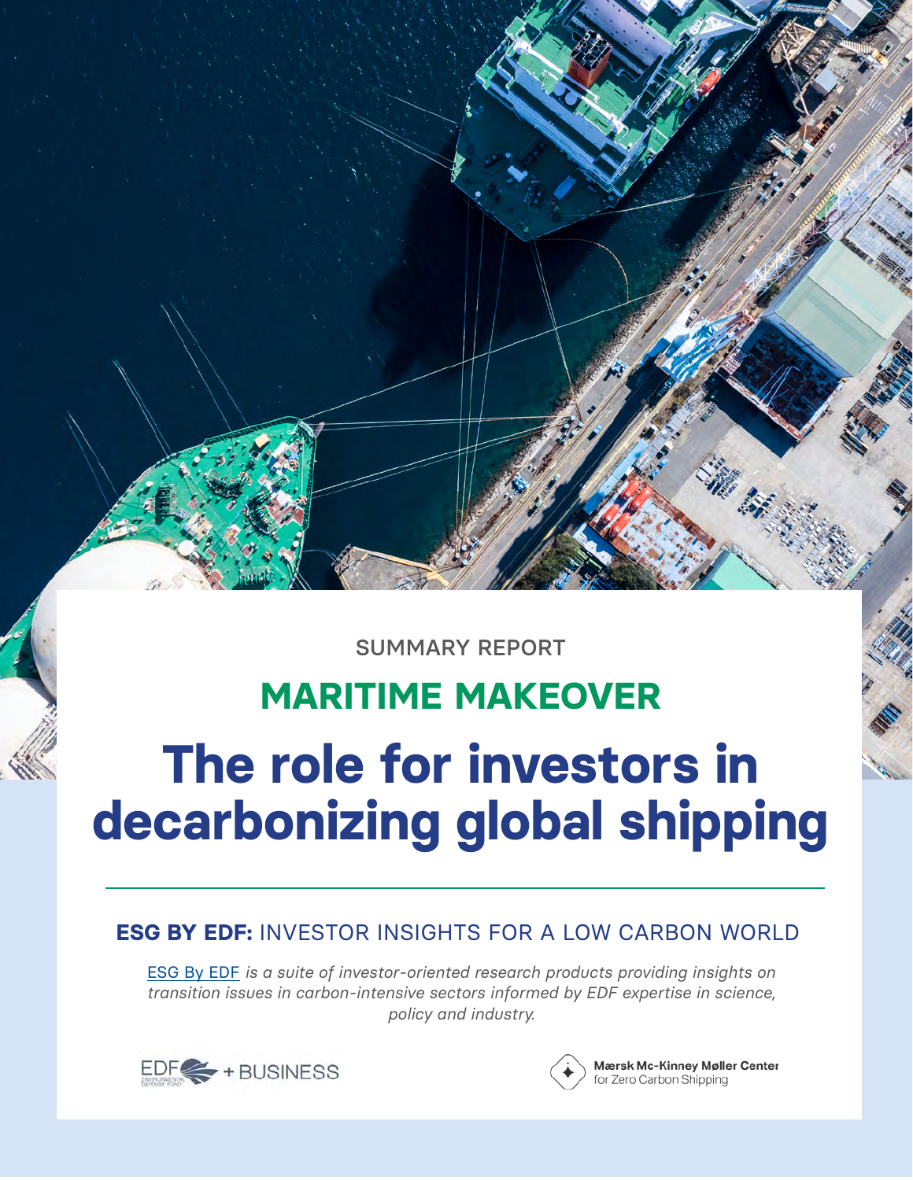SUMMARY REPORT

## MARITIME MAKEOVER

# The role for investors in decarbonizing global shipping

### ESG BY EDF: INVESTOR INSIGHTS FOR A LOW CARBON WORLD

*ESG By EDF is a suite of investor-oriented research products providing insights on transition issues in carbon-intensive sectors informed by EDF expertise in science, policy and industry.*

EDF ENVIRONMENTAL DEFENSE FUND + BUSINESS

Mærsk Mc-Kinney Møller Center for Zero Carbon Shipping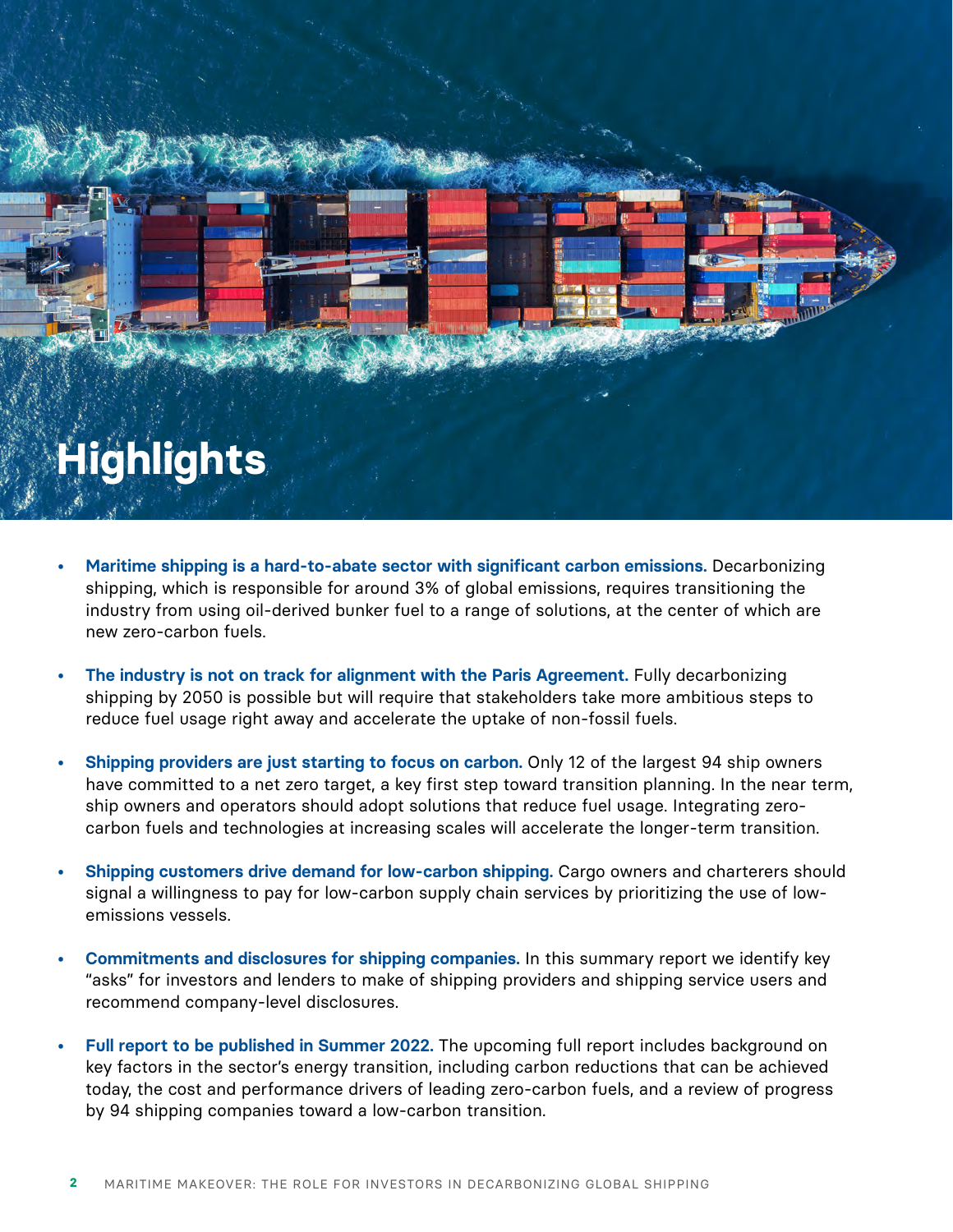# Highlights

- **Maritime shipping is a hard-to-abate sector with significant carbon emissions.** Decarbonizing shipping, which is responsible for around 3% of global emissions, requires transitioning the industry from using oil-derived bunker fuel to a range of solutions, at the center of which are new zero-carbon fuels.

- **The industry is not on track for alignment with the Paris Agreement.** Fully decarbonizing shipping by 2050 is possible but will require that stakeholders take more ambitious steps to reduce fuel usage right away and accelerate the uptake of non-fossil fuels.

- **Shipping providers are just starting to focus on carbon.** Only 12 of the largest 94 ship owners have committed to a net zero target, a key first step toward transition planning. In the near term, ship owners and operators should adopt solutions that reduce fuel usage. Integrating zero-carbon fuels and technologies at increasing scales will accelerate the longer-term transition.

- **Shipping customers drive demand for low-carbon shipping.** Cargo owners and charterers should signal a willingness to pay for low-carbon supply chain services by prioritizing the use of low-emissions vessels.

- **Commitments and disclosures for shipping companies.** In this summary report we identify key "asks" for investors and lenders to make of shipping providers and shipping service users and recommend company-level disclosures.

- **Full report to be published in Summer 2022.** The upcoming full report includes background on key factors in the sector's energy transition, including carbon reductions that can be achieved today, the cost and performance drivers of leading zero-carbon fuels, and a review of progress by 94 shipping companies toward a low-carbon transition.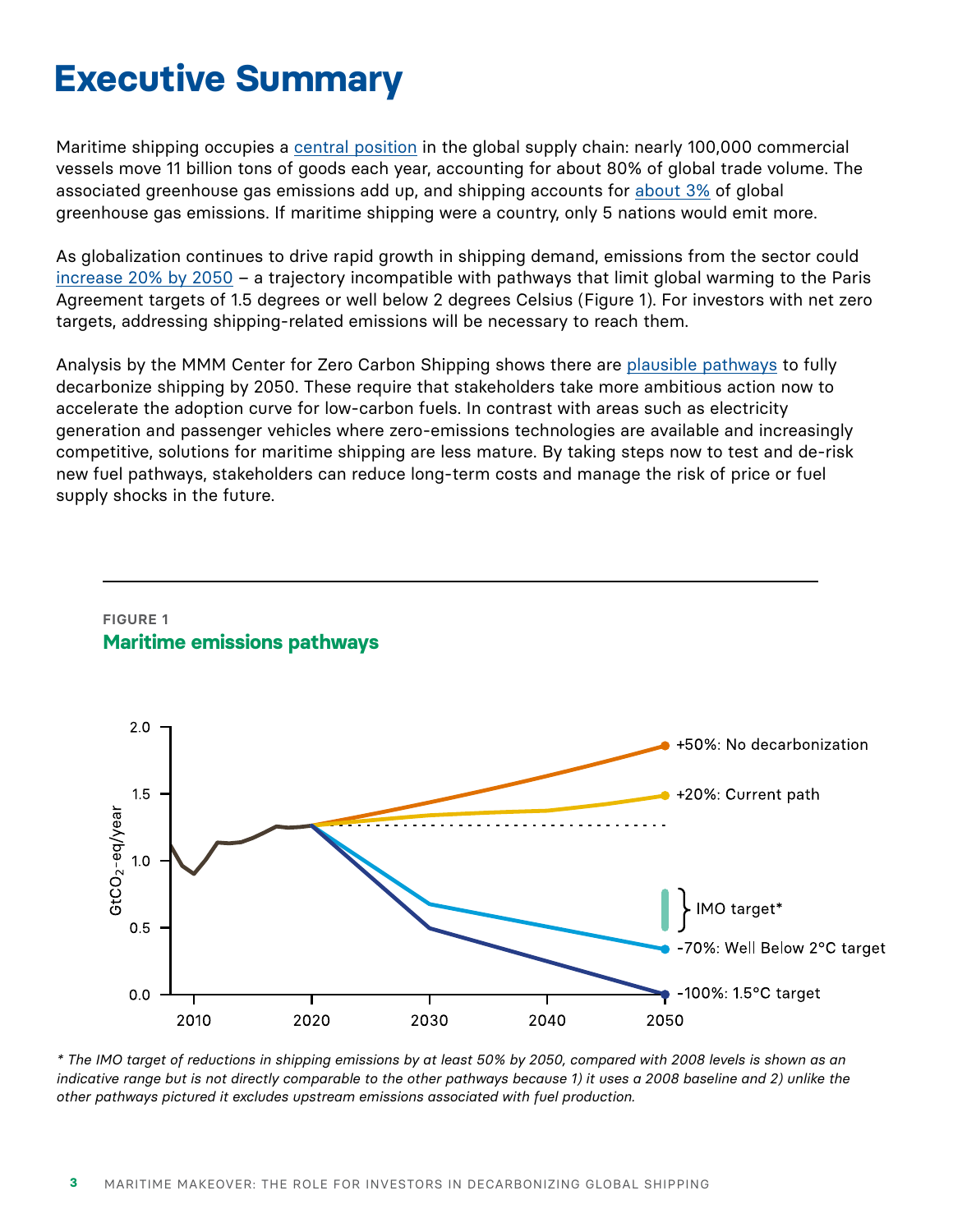# Executive Summary

Maritime shipping occupies a central position in the global supply chain: nearly 100,000 commercial vessels move 11 billion tons of goods each year, accounting for about 80% of global trade volume. The associated greenhouse gas emissions add up, and shipping accounts for about 3% of global greenhouse gas emissions. If maritime shipping were a country, only 5 nations would emit more.

As globalization continues to drive rapid growth in shipping demand, emissions from the sector could increase 20% by 2050 – a trajectory incompatible with pathways that limit global warming to the Paris Agreement targets of 1.5 degrees or well below 2 degrees Celsius (Figure 1). For investors with net zero targets, addressing shipping-related emissions will be necessary to reach them.

Analysis by the MMM Center for Zero Carbon Shipping shows there are plausible pathways to fully decarbonize shipping by 2050. These require that stakeholders take more ambitious action now to accelerate the adoption curve for low-carbon fuels. In contrast with areas such as electricity generation and passenger vehicles where zero-emissions technologies are available and increasingly competitive, solutions for maritime shipping are less mature. By taking steps now to test and de-risk new fuel pathways, stakeholders can reduce long-term costs and manage the risk of price or fuel supply shocks in the future.

**FIGURE 1**

## Maritime emissions pathways

Y-axis: $GtCO_2$-eq/year (0.0 – 2.0); X-axis: 2010 – 2050

- +50%: No decarbonization
- +20%: Current path
- IMO target*
- -70%: Well Below 2°C target
- -100%: 1.5°C target

*\* The IMO target of reductions in shipping emissions by at least 50% by 2050, compared with 2008 levels is shown as an indicative range but is not directly comparable to the other pathways because 1) it uses a 2008 baseline and 2) unlike the other pathways pictured it excludes upstream emissions associated with fuel production.*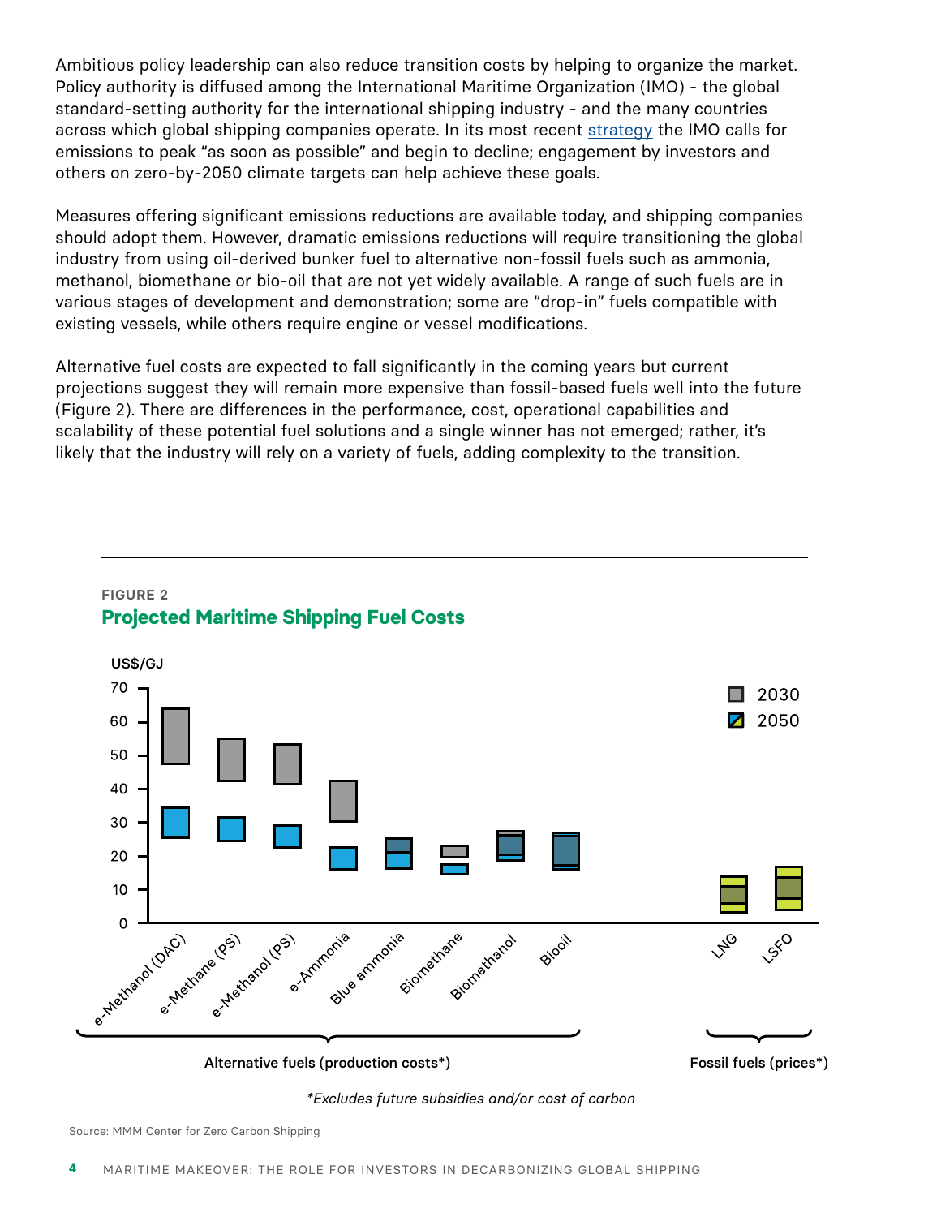Ambitious policy leadership can also reduce transition costs by helping to organize the market. Policy authority is diffused among the International Maritime Organization (IMO) - the global standard-setting authority for the international shipping industry - and the many countries across which global shipping companies operate. In its most recent strategy the IMO calls for emissions to peak "as soon as possible" and begin to decline; engagement by investors and others on zero-by-2050 climate targets can help achieve these goals.

Measures offering significant emissions reductions are available today, and shipping companies should adopt them. However, dramatic emissions reductions will require transitioning the global industry from using oil-derived bunker fuel to alternative non-fossil fuels such as ammonia, methanol, biomethane or bio-oil that are not yet widely available. A range of such fuels are in various stages of development and demonstration; some are "drop-in" fuels compatible with existing vessels, while others require engine or vessel modifications.

Alternative fuel costs are expected to fall significantly in the coming years but current projections suggest they will remain more expensive than fossil-based fuels well into the future (Figure 2). There are differences in the performance, cost, operational capabilities and scalability of these potential fuel solutions and a single winner has not emerged; rather, it's likely that the industry will rely on a variety of fuels, adding complexity to the transition.

FIGURE 2

**Projected Maritime Shipping Fuel Costs**

US$/GJ

2030 | 2050

e-Methanol (DAC), e-Methane (PS), e-Methanol (PS), e-Ammonia, Blue ammonia, Biomethane, Biomethanol, Biooil — Alternative fuels (production costs*)

LNG, LSFO — Fossil fuels (prices*)

*Excludes future subsidies and/or cost of carbon

Source: MMM Center for Zero Carbon Shipping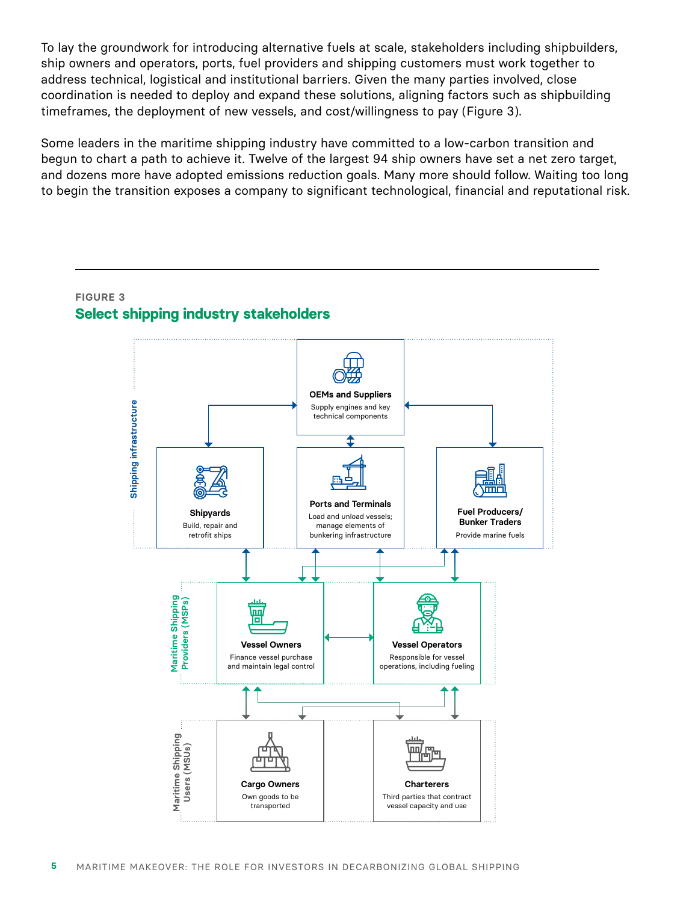To lay the groundwork for introducing alternative fuels at scale, stakeholders including shipbuilders, ship owners and operators, ports, fuel providers and shipping customers must work together to address technical, logistical and institutional barriers. Given the many parties involved, close coordination is needed to deploy and expand these solutions, aligning factors such as shipbuilding timeframes, the deployment of new vessels, and cost/willingness to pay (Figure 3).

Some leaders in the maritime shipping industry have committed to a low-carbon transition and begun to chart a path to achieve it. Twelve of the largest 94 ship owners have set a net zero target, and dozens more have adopted emissions reduction goals. Many more should follow. Waiting too long to begin the transition exposes a company to significant technological, financial and reputational risk.

FIGURE 3

## Select shipping industry stakeholders

**Shipping infrastructure**

- **OEMs and Suppliers** — Supply engines and key technical components
- **Shipyards** — Build, repair and retrofit ships
- **Ports and Terminals** — Load and unload vessels; manage elements of bunkering infrastructure
- **Fuel Producers/ Bunker Traders** — Provide marine fuels

**Maritime Shipping Providers (MSPs)**

- **Vessel Owners** — Finance vessel purchase and maintain legal control
- **Vessel Operators** — Responsible for vessel operations, including fueling

**Maritime Shipping Users (MSUs)**

- **Cargo Owners** — Own goods to be transported
- **Charterers** — Third parties that contract vessel capacity and use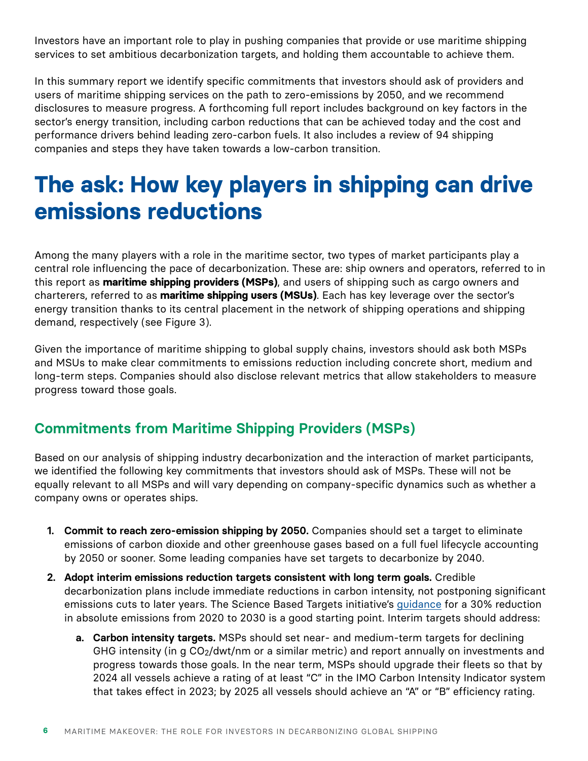Investors have an important role to play in pushing companies that provide or use maritime shipping services to set ambitious decarbonization targets, and holding them accountable to achieve them.

In this summary report we identify specific commitments that investors should ask of providers and users of maritime shipping services on the path to zero-emissions by 2050, and we recommend disclosures to measure progress. A forthcoming full report includes background on key factors in the sector's energy transition, including carbon reductions that can be achieved today and the cost and performance drivers behind leading zero-carbon fuels. It also includes a review of 94 shipping companies and steps they have taken towards a low-carbon transition.

# The ask: How key players in shipping can drive emissions reductions

Among the many players with a role in the maritime sector, two types of market participants play a central role influencing the pace of decarbonization. These are: ship owners and operators, referred to in this report as **maritime shipping providers (MSPs)**, and users of shipping such as cargo owners and charterers, referred to as **maritime shipping users (MSUs)**. Each has key leverage over the sector's energy transition thanks to its central placement in the network of shipping operations and shipping demand, respectively (see Figure 3).

Given the importance of maritime shipping to global supply chains, investors should ask both MSPs and MSUs to make clear commitments to emissions reduction including concrete short, medium and long-term steps. Companies should also disclose relevant metrics that allow stakeholders to measure progress toward those goals.

## Commitments from Maritime Shipping Providers (MSPs)

Based on our analysis of shipping industry decarbonization and the interaction of market participants, we identified the following key commitments that investors should ask of MSPs. These will not be equally relevant to all MSPs and will vary depending on company-specific dynamics such as whether a company owns or operates ships.

1. **Commit to reach zero-emission shipping by 2050.** Companies should set a target to eliminate emissions of carbon dioxide and other greenhouse gases based on a full fuel lifecycle accounting by 2050 or sooner. Some leading companies have set targets to decarbonize by 2040.
2. **Adopt interim emissions reduction targets consistent with long term goals.** Credible decarbonization plans include immediate reductions in carbon intensity, not postponing significant emissions cuts to later years. The Science Based Targets initiative's guidance for a 30% reduction in absolute emissions from 2020 to 2030 is a good starting point. Interim targets should address:
   a. **Carbon intensity targets.** MSPs should set near- and medium-term targets for declining GHG intensity (in g $CO_2$/dwt/nm or a similar metric) and report annually on investments and progress towards those goals. In the near term, MSPs should upgrade their fleets so that by 2024 all vessels achieve a rating of at least "C" in the IMO Carbon Intensity Indicator system that takes effect in 2023; by 2025 all vessels should achieve an "A" or "B" efficiency rating.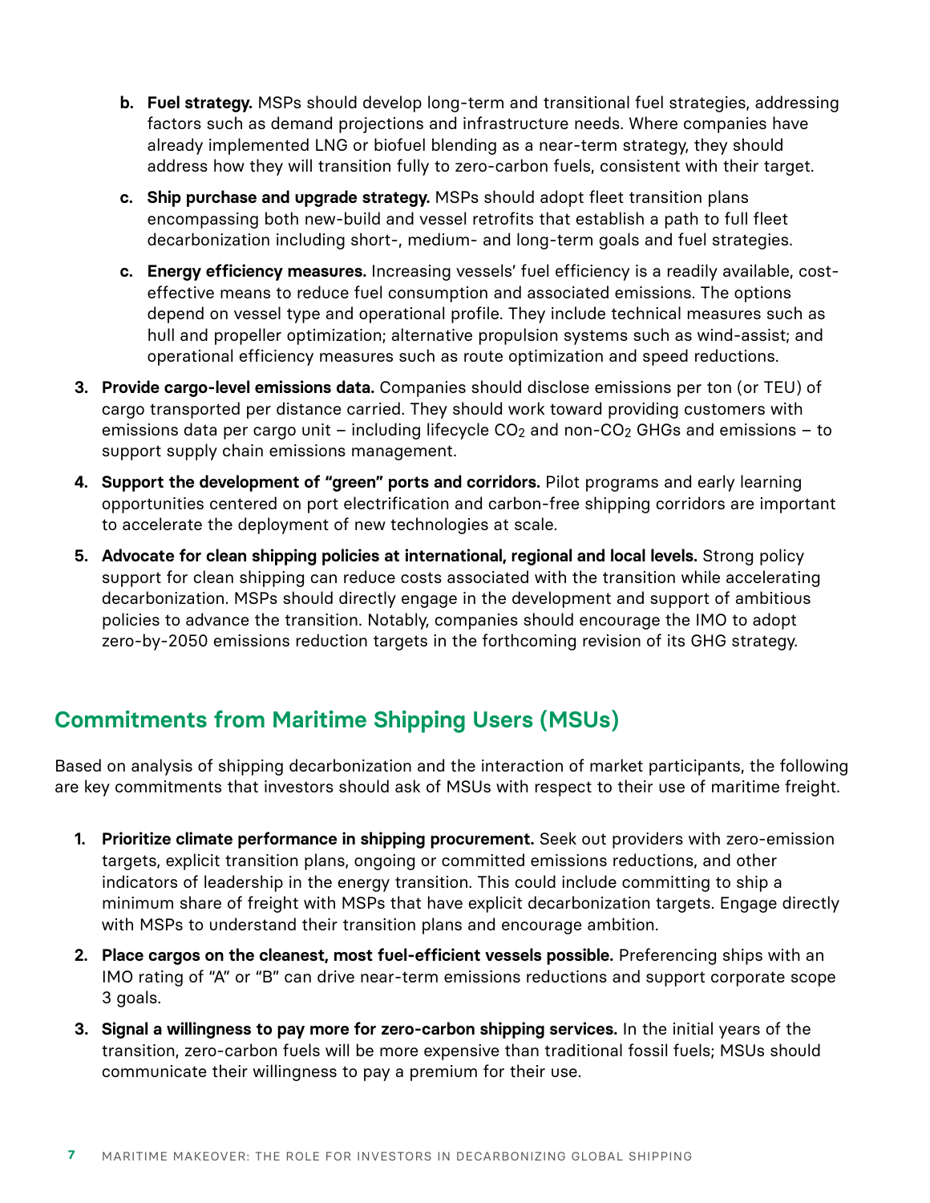b. **Fuel strategy.** MSPs should develop long-term and transitional fuel strategies, addressing factors such as demand projections and infrastructure needs. Where companies have already implemented LNG or biofuel blending as a near-term strategy, they should address how they will transition fully to zero-carbon fuels, consistent with their target.

   c. **Ship purchase and upgrade strategy.** MSPs should adopt fleet transition plans encompassing both new-build and vessel retrofits that establish a path to full fleet decarbonization including short-, medium- and long-term goals and fuel strategies.

   c. **Energy efficiency measures.** Increasing vessels' fuel efficiency is a readily available, cost-effective means to reduce fuel consumption and associated emissions. The options depend on vessel type and operational profile. They include technical measures such as hull and propeller optimization; alternative propulsion systems such as wind-assist; and operational efficiency measures such as route optimization and speed reductions.

3. **Provide cargo-level emissions data.** Companies should disclose emissions per ton (or TEU) of cargo transported per distance carried. They should work toward providing customers with emissions data per cargo unit – including lifecycle $CO_2$ and non-$CO_2$ GHGs and emissions – to support supply chain emissions management.

4. **Support the development of "green" ports and corridors.** Pilot programs and early learning opportunities centered on port electrification and carbon-free shipping corridors are important to accelerate the deployment of new technologies at scale.

5. **Advocate for clean shipping policies at international, regional and local levels.** Strong policy support for clean shipping can reduce costs associated with the transition while accelerating decarbonization. MSPs should directly engage in the development and support of ambitious policies to advance the transition. Notably, companies should encourage the IMO to adopt zero-by-2050 emissions reduction targets in the forthcoming revision of its GHG strategy.

## Commitments from Maritime Shipping Users (MSUs)

Based on analysis of shipping decarbonization and the interaction of market participants, the following are key commitments that investors should ask of MSUs with respect to their use of maritime freight.

1. **Prioritize climate performance in shipping procurement.** Seek out providers with zero-emission targets, explicit transition plans, ongoing or committed emissions reductions, and other indicators of leadership in the energy transition. This could include committing to ship a minimum share of freight with MSPs that have explicit decarbonization targets. Engage directly with MSPs to understand their transition plans and encourage ambition.

2. **Place cargos on the cleanest, most fuel-efficient vessels possible.** Preferencing ships with an IMO rating of "A" or "B" can drive near-term emissions reductions and support corporate scope 3 goals.

3. **Signal a willingness to pay more for zero-carbon shipping services.** In the initial years of the transition, zero-carbon fuels will be more expensive than traditional fossil fuels; MSUs should communicate their willingness to pay a premium for their use.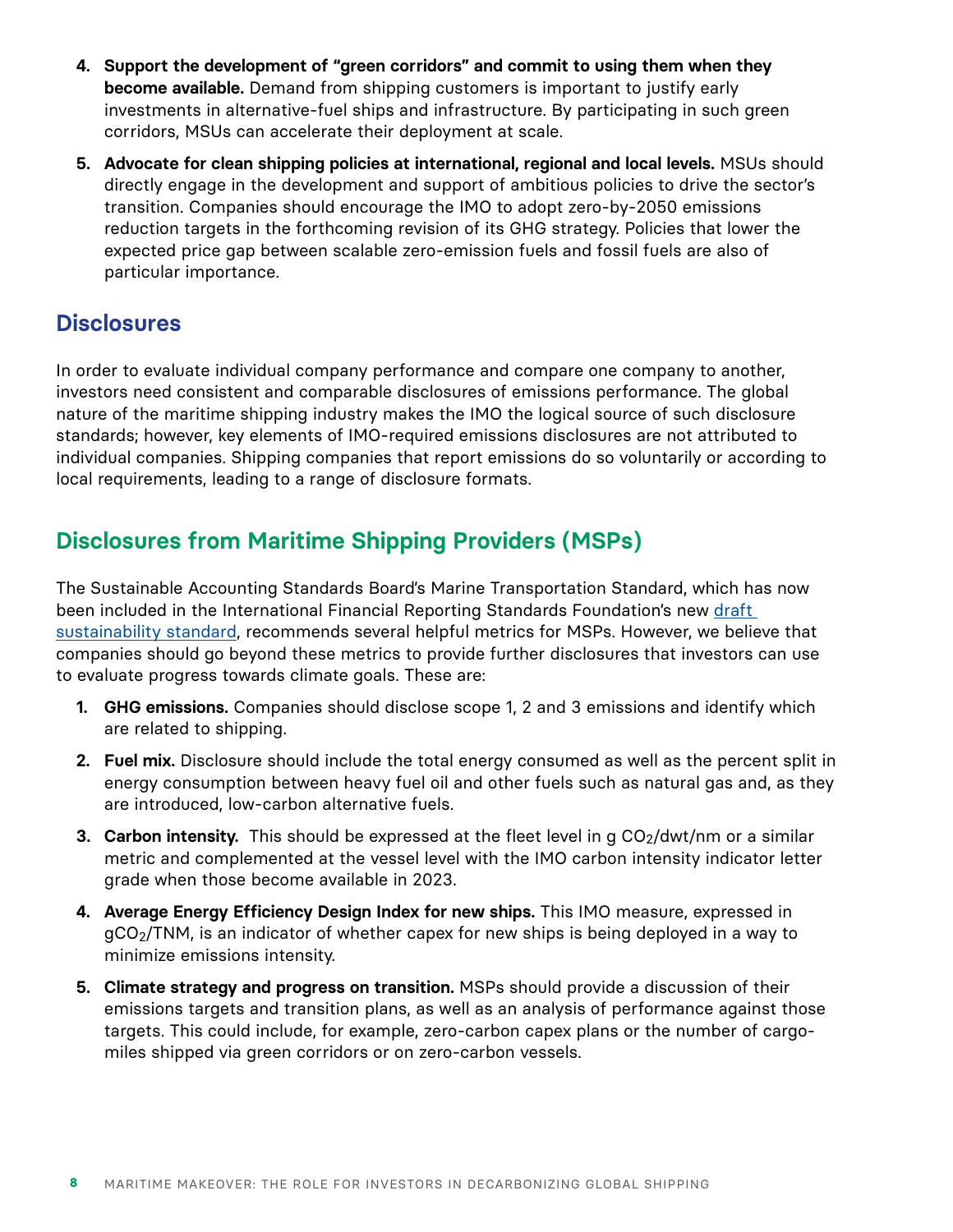4. **Support the development of "green corridors" and commit to using them when they become available.** Demand from shipping customers is important to justify early investments in alternative-fuel ships and infrastructure. By participating in such green corridors, MSUs can accelerate their deployment at scale.
5. **Advocate for clean shipping policies at international, regional and local levels.** MSUs should directly engage in the development and support of ambitious policies to drive the sector's transition. Companies should encourage the IMO to adopt zero-by-2050 emissions reduction targets in the forthcoming revision of its GHG strategy. Policies that lower the expected price gap between scalable zero-emission fuels and fossil fuels are also of particular importance.

## Disclosures

In order to evaluate individual company performance and compare one company to another, investors need consistent and comparable disclosures of emissions performance. The global nature of the maritime shipping industry makes the IMO the logical source of such disclosure standards; however, key elements of IMO-required emissions disclosures are not attributed to individual companies. Shipping companies that report emissions do so voluntarily or according to local requirements, leading to a range of disclosure formats.

## Disclosures from Maritime Shipping Providers (MSPs)

The Sustainable Accounting Standards Board's Marine Transportation Standard, which has now been included in the International Financial Reporting Standards Foundation's new draft sustainability standard, recommends several helpful metrics for MSPs. However, we believe that companies should go beyond these metrics to provide further disclosures that investors can use to evaluate progress towards climate goals. These are:

1. **GHG emissions.** Companies should disclose scope 1, 2 and 3 emissions and identify which are related to shipping.
2. **Fuel mix.** Disclosure should include the total energy consumed as well as the percent split in energy consumption between heavy fuel oil and other fuels such as natural gas and, as they are introduced, low-carbon alternative fuels.
3. **Carbon intensity.** This should be expressed at the fleet level in g $CO_2$/dwt/nm or a similar metric and complemented at the vessel level with the IMO carbon intensity indicator letter grade when those become available in 2023.
4. **Average Energy Efficiency Design Index for new ships.** This IMO measure, expressed in g$CO_2$/TNM, is an indicator of whether capex for new ships is being deployed in a way to minimize emissions intensity.
5. **Climate strategy and progress on transition.** MSPs should provide a discussion of their emissions targets and transition plans, as well as an analysis of performance against those targets. This could include, for example, zero-carbon capex plans or the number of cargo-miles shipped via green corridors or on zero-carbon vessels.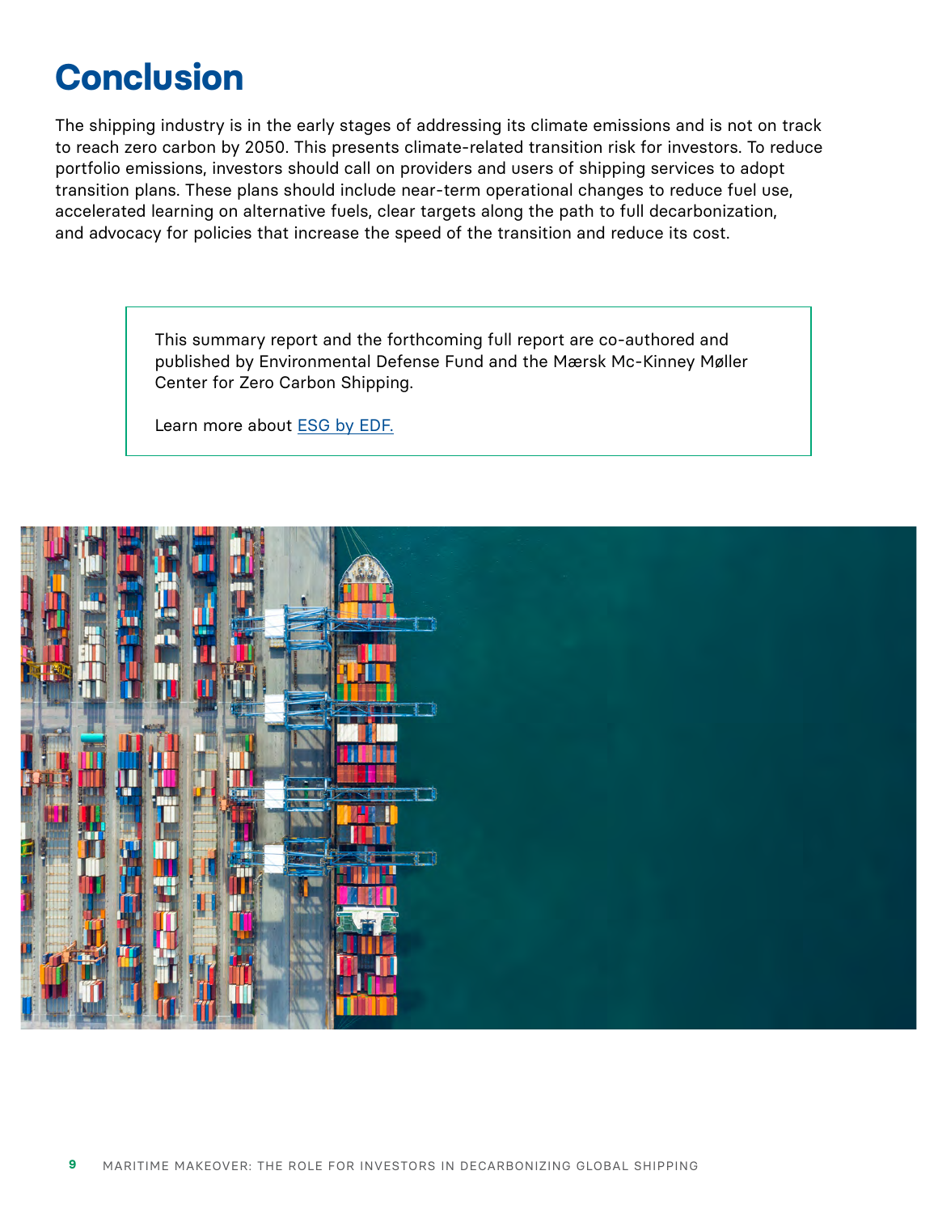# Conclusion

The shipping industry is in the early stages of addressing its climate emissions and is not on track to reach zero carbon by 2050. This presents climate-related transition risk for investors. To reduce portfolio emissions, investors should call on providers and users of shipping services to adopt transition plans. These plans should include near-term operational changes to reduce fuel use, accelerated learning on alternative fuels, clear targets along the path to full decarbonization, and advocacy for policies that increase the speed of the transition and reduce its cost.

> This summary report and the forthcoming full report are co-authored and published by Environmental Defense Fund and the Mærsk Mc-Kinney Møller Center for Zero Carbon Shipping.
>
> Learn more about [ESG by EDF.](#)